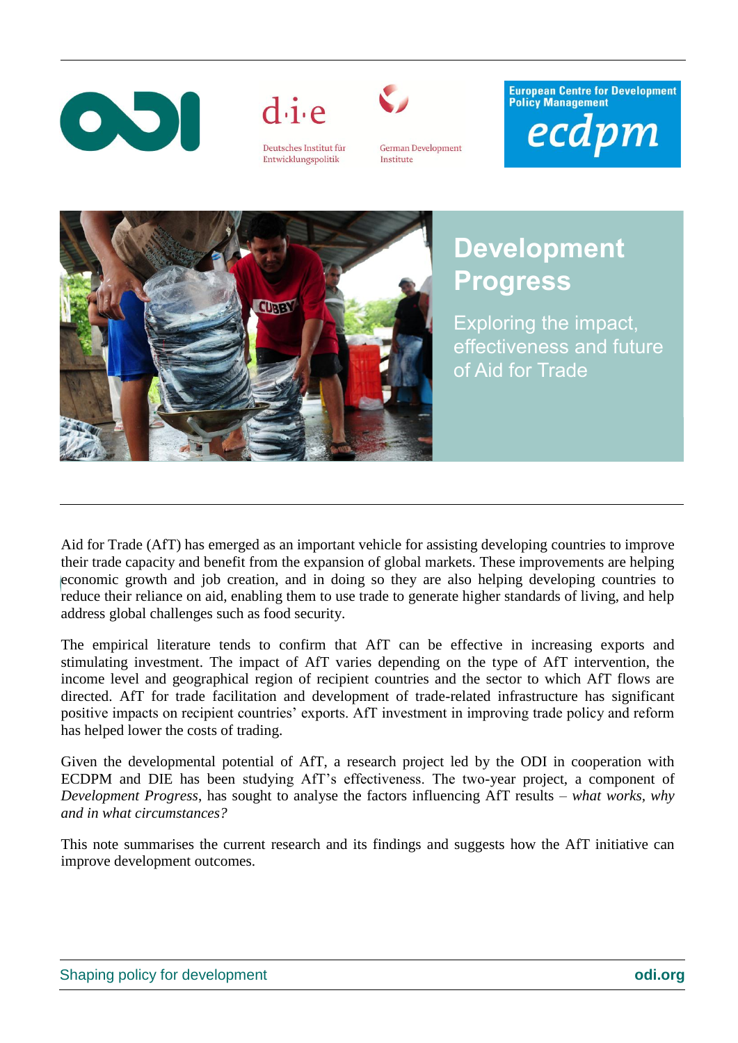# Development Progress

## Exploring the impact, effectiveness and future of Aid for Trade

Aid for Trade (AfT) has emerged as an important vehicle for assisting developing countries to improve their trade capacity and benefit from the expansion of global markets. These improvements are helping economic growth and job creation, and in doing so they are also helping developing countries to reduce their reliance on aid, enabling them to use trade to generate higher standards of living, and help address global challenges such as food security.

The empirical literature tends to confirm that AfT can be effective in increasing exports and stimulating investment. The impact of AfT varies depending on the type of AfT intervention, the income level and geographical region of recipient countries and the sector to which AfT flows are directed. AfT for trade facilitation and development of trade-related infrastructure has significant positive impacts on recipient countries' exports. AfT investment in improving trade policy and reform has helped lower the costs of trading.

Given the developmental potential of AfT, a research project led by the ODI in cooperation with ECDPM and DIE has been studying AfT's effectiveness. The two-year project, a component of *Development Progress*, has sought to analyse the factors influencing AfT results – *what works, why and in what circumstances?*

This note summarises the current research and its findings and suggests how the AfT initiative can improve development outcomes.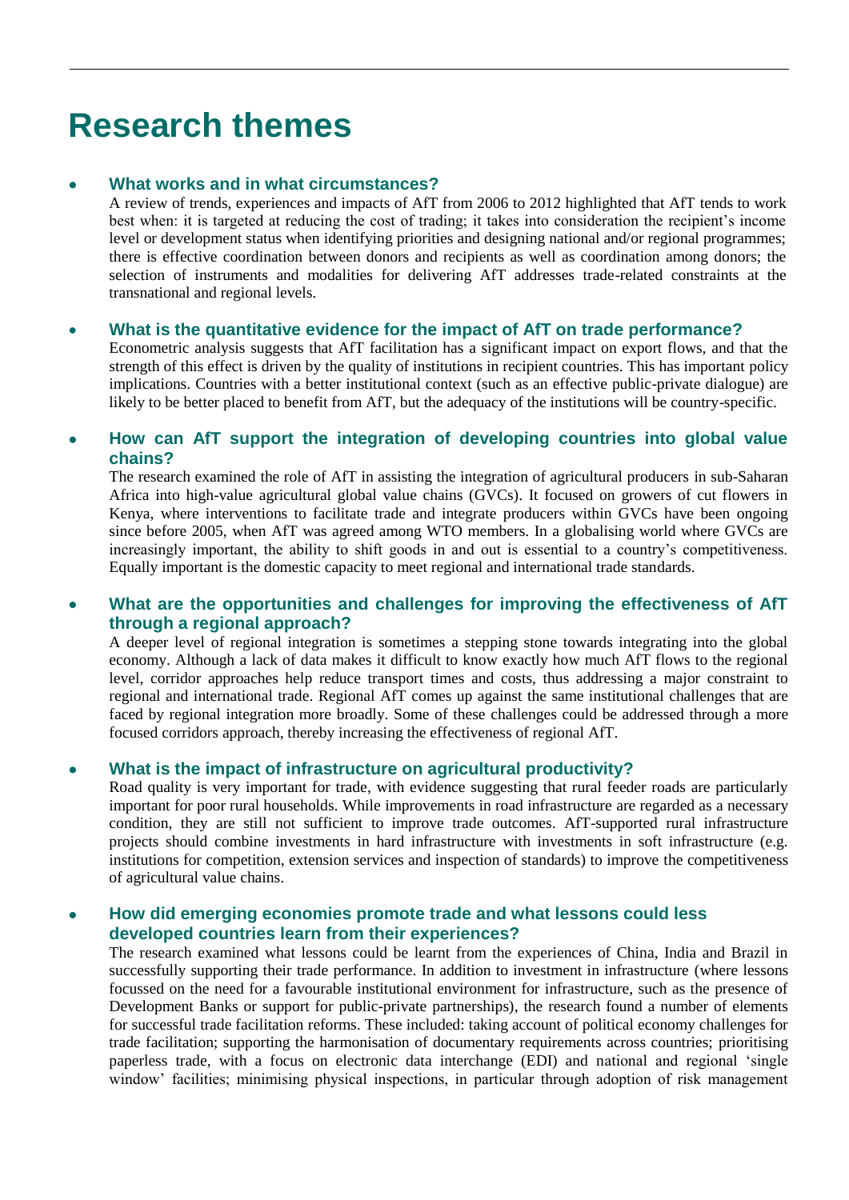# Research themes

- **What works and in what circumstances?**

  A review of trends, experiences and impacts of AfT from 2006 to 2012 highlighted that AfT tends to work best when: it is targeted at reducing the cost of trading; it takes into consideration the recipient's income level or development status when identifying priorities and designing national and/or regional programmes; there is effective coordination between donors and recipients as well as coordination among donors; the selection of instruments and modalities for delivering AfT addresses trade-related constraints at the transnational and regional levels.

- **What is the quantitative evidence for the impact of AfT on trade performance?**

  Econometric analysis suggests that AfT facilitation has a significant impact on export flows, and that the strength of this effect is driven by the quality of institutions in recipient countries. This has important policy implications. Countries with a better institutional context (such as an effective public-private dialogue) are likely to be better placed to benefit from AfT, but the adequacy of the institutions will be country-specific.

- **How can AfT support the integration of developing countries into global value chains?**

  The research examined the role of AfT in assisting the integration of agricultural producers in sub-Saharan Africa into high-value agricultural global value chains (GVCs). It focused on growers of cut flowers in Kenya, where interventions to facilitate trade and integrate producers within GVCs have been ongoing since before 2005, when AfT was agreed among WTO members. In a globalising world where GVCs are increasingly important, the ability to shift goods in and out is essential to a country's competitiveness. Equally important is the domestic capacity to meet regional and international trade standards.

- **What are the opportunities and challenges for improving the effectiveness of AfT through a regional approach?**

  A deeper level of regional integration is sometimes a stepping stone towards integrating into the global economy. Although a lack of data makes it difficult to know exactly how much AfT flows to the regional level, corridor approaches help reduce transport times and costs, thus addressing a major constraint to regional and international trade. Regional AfT comes up against the same institutional challenges that are faced by regional integration more broadly. Some of these challenges could be addressed through a more focused corridors approach, thereby increasing the effectiveness of regional AfT.

- **What is the impact of infrastructure on agricultural productivity?**

  Road quality is very important for trade, with evidence suggesting that rural feeder roads are particularly important for poor rural households. While improvements in road infrastructure are regarded as a necessary condition, they are still not sufficient to improve trade outcomes. AfT-supported rural infrastructure projects should combine investments in hard infrastructure with investments in soft infrastructure (e.g. institutions for competition, extension services and inspection of standards) to improve the competitiveness of agricultural value chains.

- **How did emerging economies promote trade and what lessons could less developed countries learn from their experiences?**

  The research examined what lessons could be learnt from the experiences of China, India and Brazil in successfully supporting their trade performance. In addition to investment in infrastructure (where lessons focussed on the need for a favourable institutional environment for infrastructure, such as the presence of Development Banks or support for public-private partnerships), the research found a number of elements for successful trade facilitation reforms. These included: taking account of political economy challenges for trade facilitation; supporting the harmonisation of documentary requirements across countries; prioritising paperless trade, with a focus on electronic data interchange (EDI) and national and regional 'single window' facilities; minimising physical inspections, in particular through adoption of risk management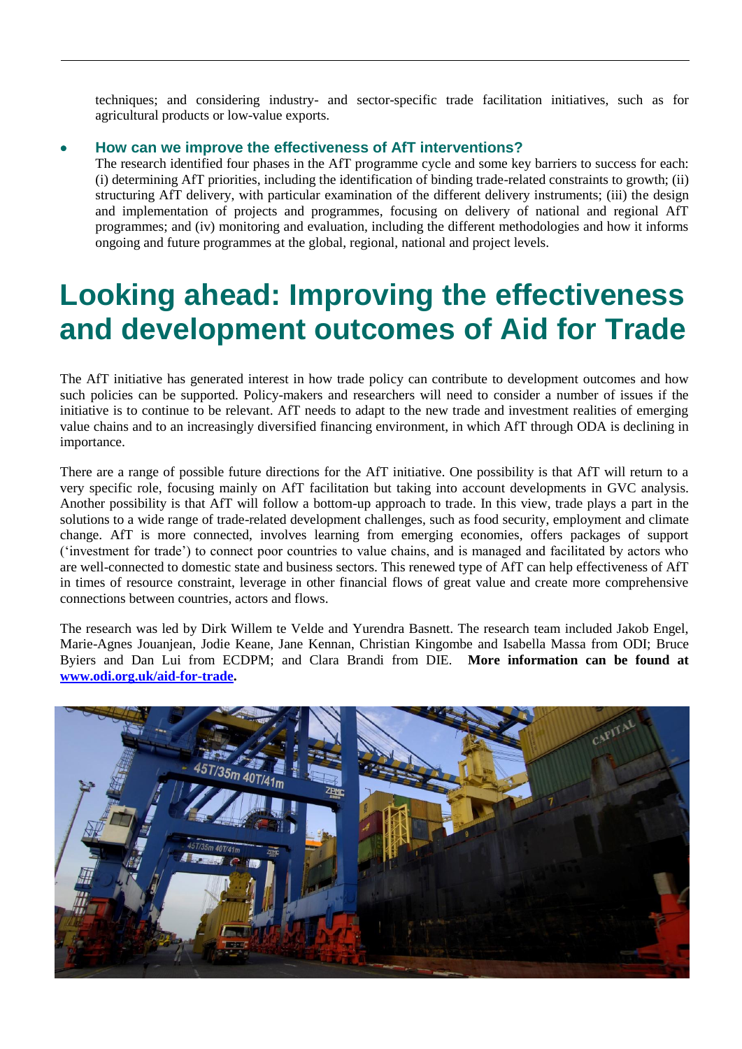techniques; and considering industry- and sector-specific trade facilitation initiatives, such as for agricultural products or low-value exports.

- **How can we improve the effectiveness of AfT interventions?**
  The research identified four phases in the AfT programme cycle and some key barriers to success for each: (i) determining AfT priorities, including the identification of binding trade-related constraints to growth; (ii) structuring AfT delivery, with particular examination of the different delivery instruments; (iii) the design and implementation of projects and programmes, focusing on delivery of national and regional AfT programmes; and (iv) monitoring and evaluation, including the different methodologies and how it informs ongoing and future programmes at the global, regional, national and project levels.

# Looking ahead: Improving the effectiveness and development outcomes of Aid for Trade

The AfT initiative has generated interest in how trade policy can contribute to development outcomes and how such policies can be supported. Policy-makers and researchers will need to consider a number of issues if the initiative is to continue to be relevant. AfT needs to adapt to the new trade and investment realities of emerging value chains and to an increasingly diversified financing environment, in which AfT through ODA is declining in importance.

There are a range of possible future directions for the AfT initiative. One possibility is that AfT will return to a very specific role, focusing mainly on AfT facilitation but taking into account developments in GVC analysis. Another possibility is that AfT will follow a bottom-up approach to trade. In this view, trade plays a part in the solutions to a wide range of trade-related development challenges, such as food security, employment and climate change. AfT is more connected, involves learning from emerging economies, offers packages of support ('investment for trade') to connect poor countries to value chains, and is managed and facilitated by actors who are well-connected to domestic state and business sectors. This renewed type of AfT can help effectiveness of AfT in times of resource constraint, leverage in other financial flows of great value and create more comprehensive connections between countries, actors and flows.

The research was led by Dirk Willem te Velde and Yurendra Basnett. The research team included Jakob Engel, Marie-Agnes Jouanjean, Jodie Keane, Jane Kennan, Christian Kingombe and Isabella Massa from ODI; Bruce Byiers and Dan Lui from ECDPM; and Clara Brandi from DIE. **More information can be found at [www.odi.org.uk/aid-for-trade](www.odi.org.uk/aid-for-trade).**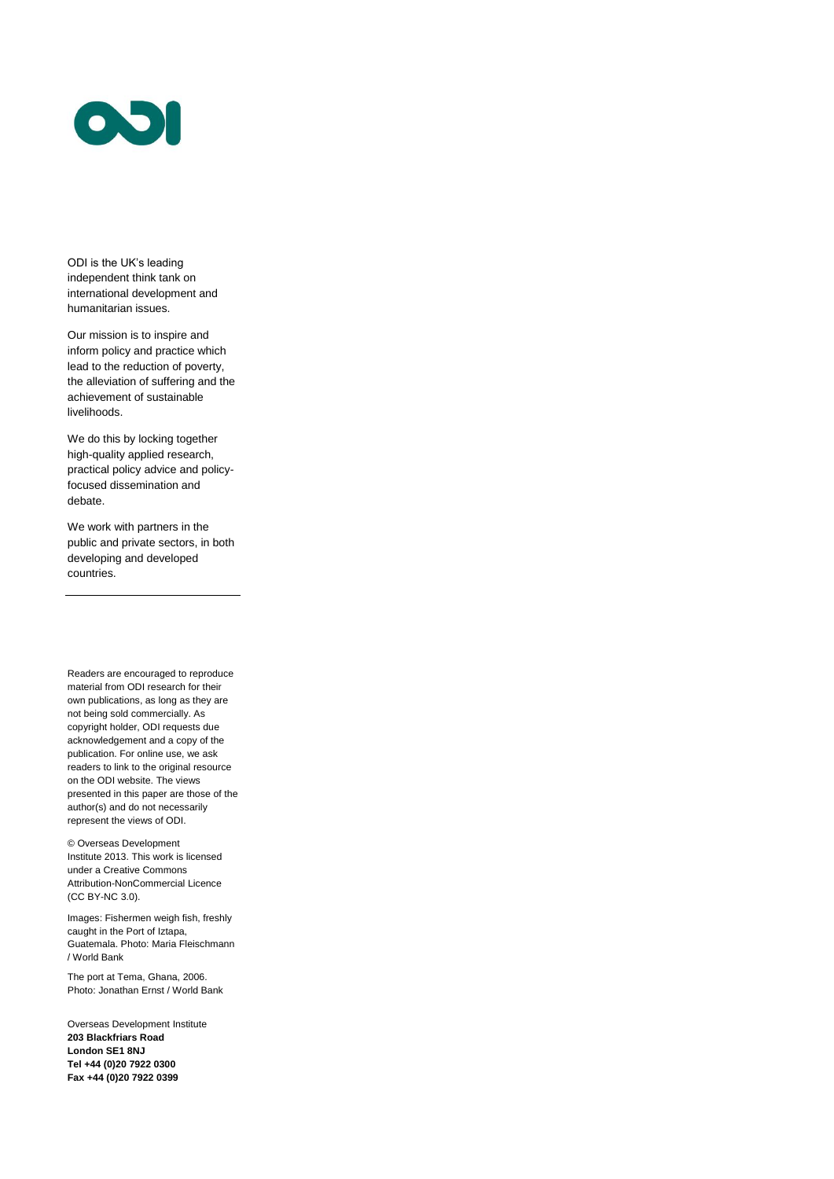ODI is the UK's leading independent think tank on international development and humanitarian issues.

Our mission is to inspire and inform policy and practice which lead to the reduction of poverty, the alleviation of suffering and the achievement of sustainable livelihoods.

We do this by locking together high-quality applied research, practical policy advice and policy-focused dissemination and debate.

We work with partners in the public and private sectors, in both developing and developed countries.

---

Readers are encouraged to reproduce material from ODI research for their own publications, as long as they are not being sold commercially. As copyright holder, ODI requests due acknowledgement and a copy of the publication. For online use, we ask readers to link to the original resource on the ODI website. The views presented in this paper are those of the author(s) and do not necessarily represent the views of ODI.

© Overseas Development Institute 2013. This work is licensed under a Creative Commons Attribution-NonCommercial Licence (CC BY-NC 3.0).

Images: Fishermen weigh fish, freshly caught in the Port of Iztapa, Guatemala. Photo: Maria Fleischmann / World Bank

The port at Tema, Ghana, 2006. Photo: Jonathan Ernst / World Bank

Overseas Development Institute
**203 Blackfriars Road**
**London SE1 8NJ**
**Tel +44 (0)20 7922 0300**
**Fax +44 (0)20 7922 0399**